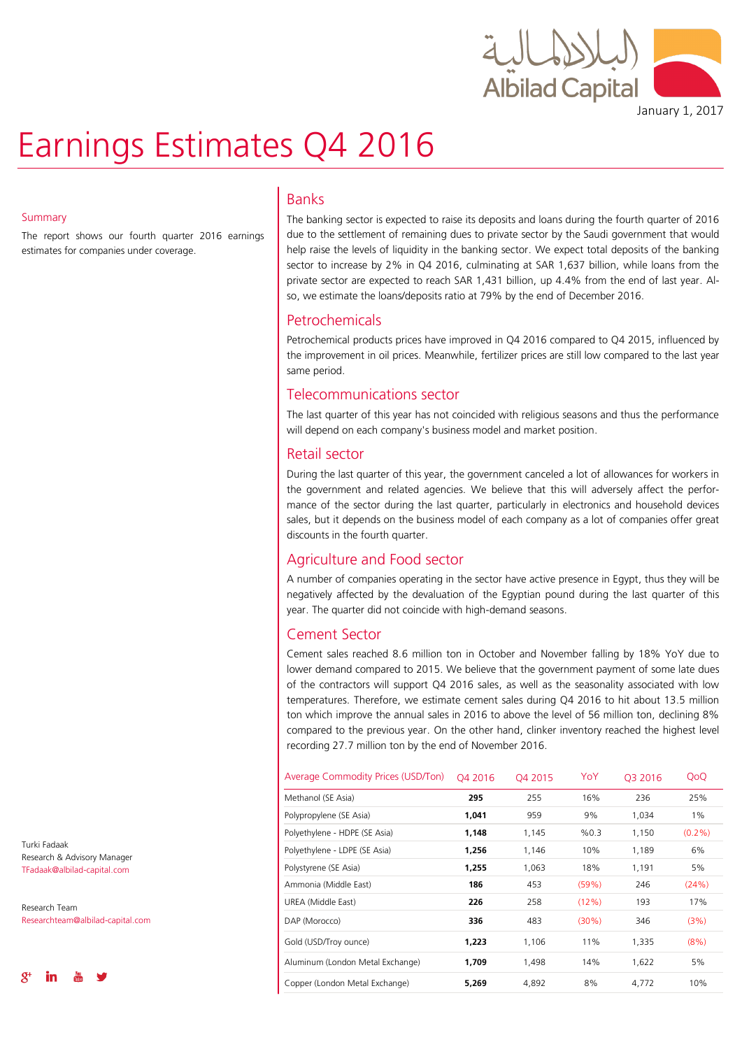January 1, 2017

# Earnings Estimates Q4 2016

## Summary

The report shows our fourth quarter 2016 earnings estimates for companies under coverage.

## Banks

The banking sector is expected to raise its deposits and loans during the fourth quarter of 2016 due to the settlement of remaining dues to private sector by the Saudi government that would help raise the levels of liquidity in the banking sector. We expect total deposits of the banking sector to increase by 2% in Q4 2016, culminating at SAR 1,637 billion, while loans from the private sector are expected to reach SAR 1,431 billion, up 4.4% from the end of last year. Also, we estimate the loans/deposits ratio at 79% by the end of December 2016.

## Petrochemicals

Petrochemical products prices have improved in Q4 2016 compared to Q4 2015, influenced by the improvement in oil prices. Meanwhile, fertilizer prices are still low compared to the last year same period.

## Telecommunications sector

The last quarter of this year has not coincided with religious seasons and thus the performance will depend on each company's business model and market position.

## Retail sector

During the last quarter of this year, the government canceled a lot of allowances for workers in the government and related agencies. We believe that this will adversely affect the performance of the sector during the last quarter, particularly in electronics and household devices sales, but it depends on the business model of each company as a lot of companies offer great discounts in the fourth quarter.

## Agriculture and Food sector

A number of companies operating in the sector have active presence in Egypt, thus they will be negatively affected by the devaluation of the Egyptian pound during the last quarter of this year. The quarter did not coincide with high-demand seasons.

## Cement Sector

Cement sales reached 8.6 million ton in October and November falling by 18% YoY due to lower demand compared to 2015. We believe that the government payment of some late dues of the contractors will support Q4 2016 sales, as well as the seasonality associated with low temperatures. Therefore, we estimate cement sales during Q4 2016 to hit about 13.5 million ton which improve the annual sales in 2016 to above the level of 56 million ton, declining 8% compared to the previous year. On the other hand, clinker inventory reached the highest level recording 27.7 million ton by the end of November 2016.

| Average Commodity Prices (USD/Ton) | Q4 2016 | Q4 2015 | YoY | Q3 2016 | QoQ |
|---|---|---|---|---|---|
| Methanol (SE Asia) | **295** | 255 | 16% | 236 | 25% |
| Polypropylene (SE Asia) | **1,041** | 959 | 9% | 1,034 | 1% |
| Polyethylene - HDPE (SE Asia) | **1,148** | 1,145 | %0.3 | 1,150 | (0.2%) |
| Polyethylene - LDPE (SE Asia) | **1,256** | 1,146 | 10% | 1,189 | 6% |
| Polystyrene (SE Asia) | **1,255** | 1,063 | 18% | 1,191 | 5% |
| Ammonia (Middle East) | **186** | 453 | (59%) | 246 | (24%) |
| UREA (Middle East) | **226** | 258 | (12%) | 193 | 17% |
| DAP (Morocco) | **336** | 483 | (30%) | 346 | (3%) |
| Gold (USD/Troy ounce) | **1,223** | 1,106 | 11% | 1,335 | (8%) |
| Aluminum (London Metal Exchange) | **1,709** | 1,498 | 14% | 1,622 | 5% |
| Copper (London Metal Exchange) | **5,269** | 4,892 | 8% | 4,772 | 10% |

Turki Fadaak
Research & Advisory Manager
TFadaak@albilad-capital.com

Research Team
Researchteam@albilad-capital.com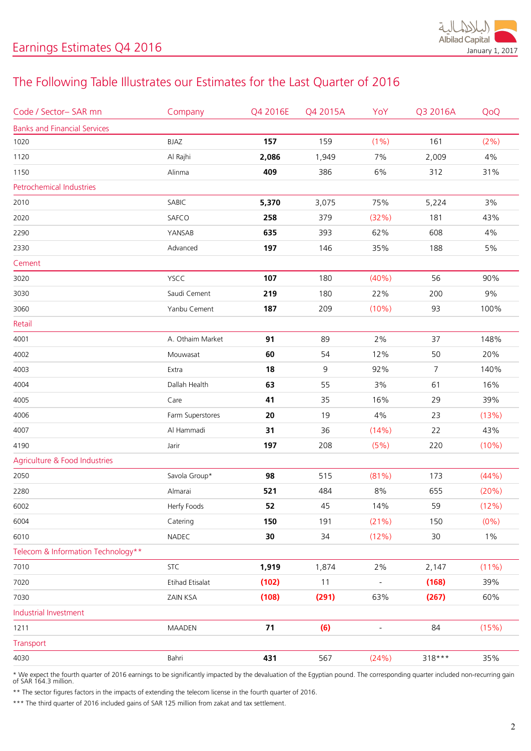# Earnings Estimates Q4 2016

January 1, 2017

## The Following Table Illustrates our Estimates for the Last Quarter of 2016

| Code / Sector– SAR mn | Company | Q4 2016E | Q4 2015A | YoY | Q3 2016A | QoQ |
|---|---|---|---|---|---|---|
| Banks and Financial Services | | | | | | |
| 1020 | BJAZ | **157** | 159 | (1%) | 161 | (2%) |
| 1120 | Al Rajhi | **2,086** | 1,949 | 7% | 2,009 | 4% |
| 1150 | Alinma | **409** | 386 | 6% | 312 | 31% |
| Petrochemical Industries | | | | | | |
| 2010 | SABIC | **5,370** | 3,075 | 75% | 5,224 | 3% |
| 2020 | SAFCO | **258** | 379 | (32%) | 181 | 43% |
| 2290 | YANSAB | **635** | 393 | 62% | 608 | 4% |
| 2330 | Advanced | **197** | 146 | 35% | 188 | 5% |
| Cement | | | | | | |
| 3020 | YSCC | **107** | 180 | (40%) | 56 | 90% |
| 3030 | Saudi Cement | **219** | 180 | 22% | 200 | 9% |
| 3060 | Yanbu Cement | **187** | 209 | (10%) | 93 | 100% |
| Retail | | | | | | |
| 4001 | A. Othaim Market | **91** | 89 | 2% | 37 | 148% |
| 4002 | Mouwasat | **60** | 54 | 12% | 50 | 20% |
| 4003 | Extra | **18** | 9 | 92% | 7 | 140% |
| 4004 | Dallah Health | **63** | 55 | 3% | 61 | 16% |
| 4005 | Care | **41** | 35 | 16% | 29 | 39% |
| 4006 | Farm Superstores | **20** | 19 | 4% | 23 | (13%) |
| 4007 | Al Hammadi | **31** | 36 | (14%) | 22 | 43% |
| 4190 | Jarir | **197** | 208 | (5%) | 220 | (10%) |
| Agriculture & Food Industries | | | | | | |
| 2050 | Savola Group* | **98** | 515 | (81%) | 173 | (44%) |
| 2280 | Almarai | **521** | 484 | 8% | 655 | (20%) |
| 6002 | Herfy Foods | **52** | 45 | 14% | 59 | (12%) |
| 6004 | Catering | **150** | 191 | (21%) | 150 | (0%) |
| 6010 | NADEC | **30** | 34 | (12%) | 30 | 1% |
| Telecom & Information Technology** | | | | | | |
| 7010 | STC | **1,919** | 1,874 | 2% | 2,147 | (11%) |
| 7020 | Etihad Etisalat | **(102)** | 11 | - | **(168)** | 39% |
| 7030 | ZAIN KSA | **(108)** | **(291)** | 63% | **(267)** | 60% |
| Industrial Investment | | | | | | |
| 1211 | MAADEN | **71** | **(6)** | - | 84 | (15%) |
| Transport | | | | | | |
| 4030 | Bahri | **431** | 567 | (24%) | 318*** | 35% |

* We expect the fourth quarter of 2016 earnings to be significantly impacted by the devaluation of the Egyptian pound. The corresponding quarter included non-recurring gain of SAR 164.3 million.

** The sector figures factors in the impacts of extending the telecom license in the fourth quarter of 2016.

*** The third quarter of 2016 included gains of SAR 125 million from zakat and tax settlement.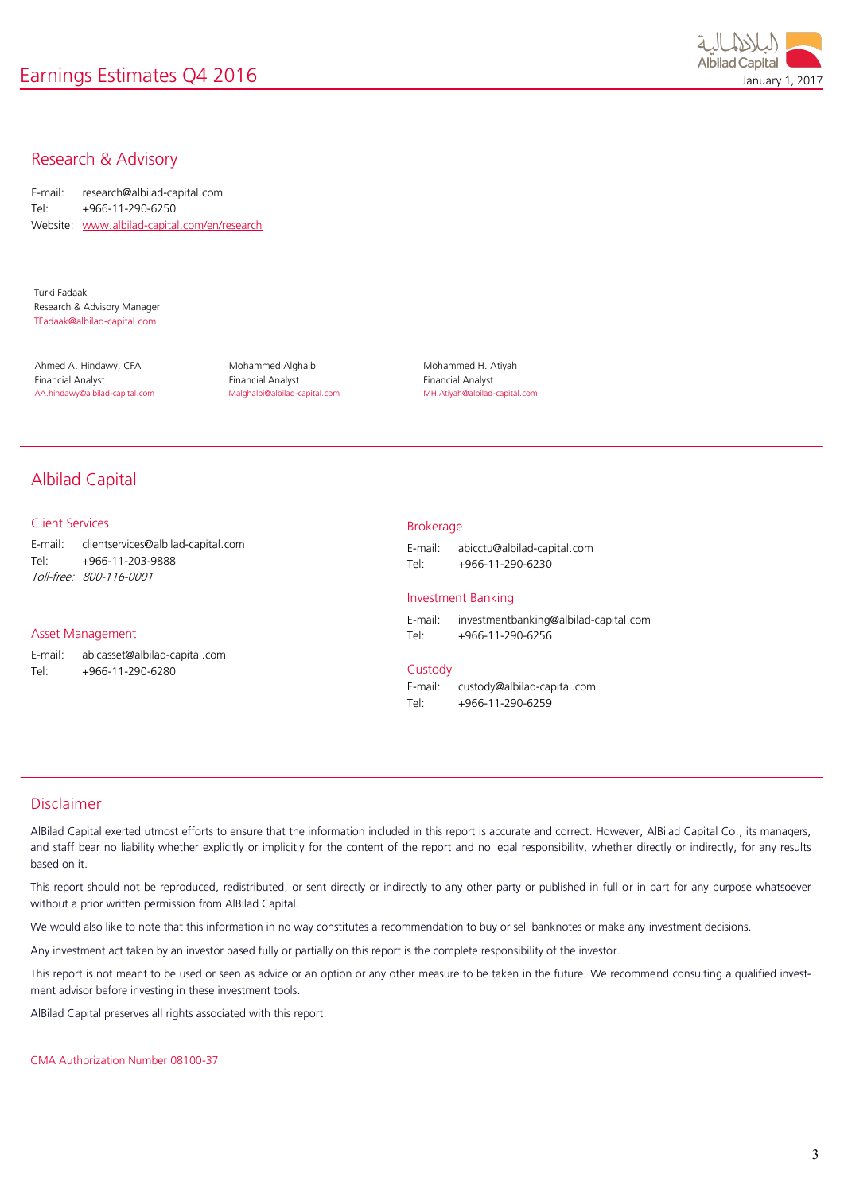## Research & Advisory

E-mail: research@albilad-capital.com
Tel: +966-11-290-6250
Website: www.albilad-capital.com/en/research

Turki Fadaak
Research & Advisory Manager
TFadaak@albilad-capital.com

Ahmed A. Hindawy, CFA
Financial Analyst
AA.hindawy@albilad-capital.com

Mohammed Alghalbi
Financial Analyst
Malghalbi@albilad-capital.com

Mohammed H. Atiyah
Financial Analyst
MH.Atiyah@albilad-capital.com

## Albilad Capital

### Client Services

E-mail: clientservices@albilad-capital.com
Tel: +966-11-203-9888
*Toll-free: 800-116-0001*

### Asset Management

E-mail: abicasset@albilad-capital.com
Tel: +966-11-290-6280

### Brokerage

E-mail: abicctu@albilad-capital.com
Tel: +966-11-290-6230

### Investment Banking

E-mail: investmentbanking@albilad-capital.com
Tel: +966-11-290-6256

### Custody

E-mail: custody@albilad-capital.com
Tel: +966-11-290-6259

## Disclaimer

AlBilad Capital exerted utmost efforts to ensure that the information included in this report is accurate and correct. However, AlBilad Capital Co., its managers, and staff bear no liability whether explicitly or implicitly for the content of the report and no legal responsibility, whether directly or indirectly, for any results based on it.

This report should not be reproduced, redistributed, or sent directly or indirectly to any other party or published in full or in part for any purpose whatsoever without a prior written permission from AlBilad Capital.

We would also like to note that this information in no way constitutes a recommendation to buy or sell banknotes or make any investment decisions.

Any investment act taken by an investor based fully or partially on this report is the complete responsibility of the investor.

This report is not meant to be used or seen as advice or an option or any other measure to be taken in the future. We recommend consulting a qualified investment advisor before investing in these investment tools.

AlBilad Capital preserves all rights associated with this report.

CMA Authorization Number 08100-37